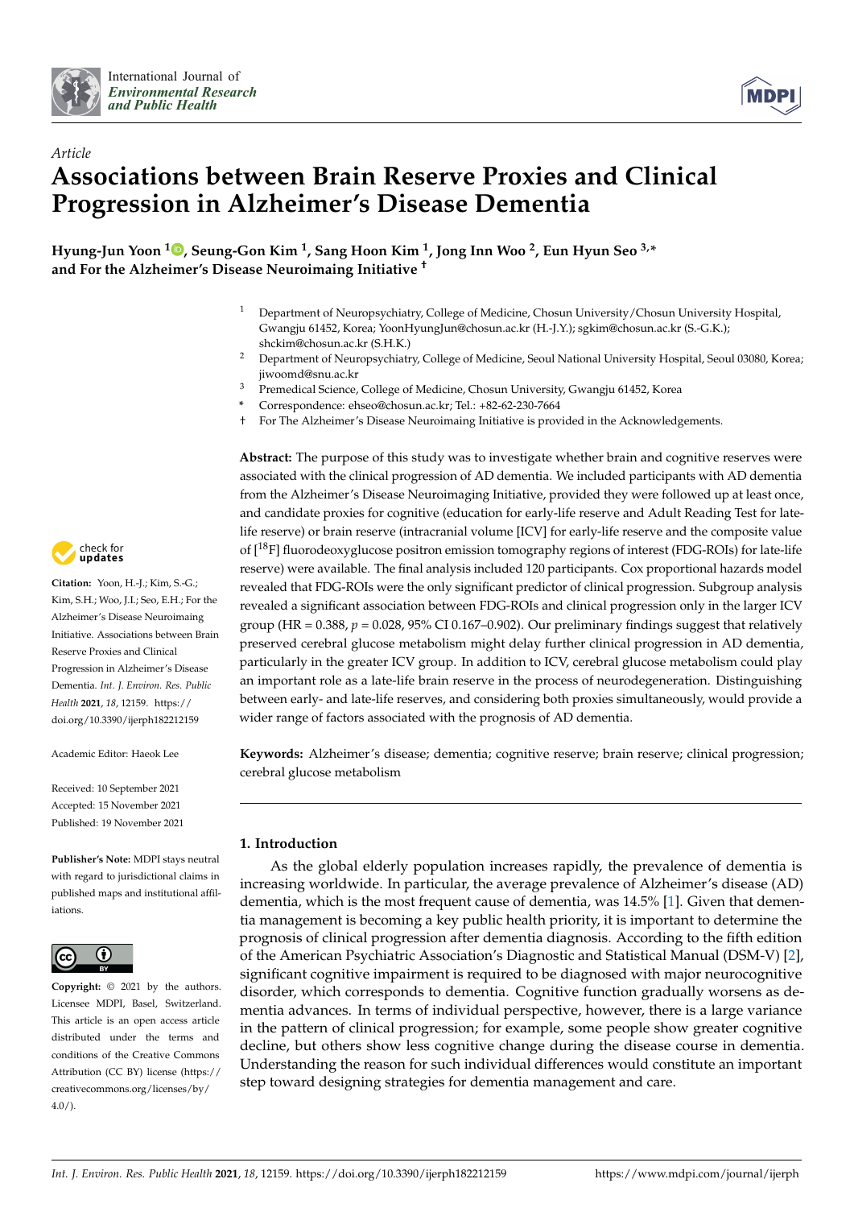*Article*

# Associations between Brain Reserve Proxies and Clinical Progression in Alzheimer's Disease Dementia

**Hyung-Jun Yoon [1], Seung-Gon Kim [1], Sang Hoon Kim [1], Jong Inn Woo [2], Eun Hyun Seo [3,*] and For the Alzheimer's Disease Neuroimaing Initiative [†]**

[1] Department of Neuropsychiatry, College of Medicine, Chosun University/Chosun University Hospital, Gwangju 61452, Korea; YoonHyungJun@chosun.ac.kr (H.-J.Y.); sgkim@chosun.ac.kr (S.-G.K.); shckim@chosun.ac.kr (S.H.K.)

[2] Department of Neuropsychiatry, College of Medicine, Seoul National University Hospital, Seoul 03080, Korea; jiwoomd@snu.ac.kr

[3] Premedical Science, College of Medicine, Chosun University, Gwangju 61452, Korea

[*] Correspondence: ehseo@chosun.ac.kr; Tel.: +82-62-230-7664

[†] For The Alzheimer's Disease Neuroimaing Initiative is provided in the Acknowledgements.

**Citation:** Yoon, H.-J.; Kim, S.-G.; Kim, S.H.; Woo, J.I.; Seo, E.H.; For the Alzheimer's Disease Neuroimaing Initiative. Associations between Brain Reserve Proxies and Clinical Progression in Alzheimer's Disease Dementia. *Int. J. Environ. Res. Public Health* **2021**, *18*, 12159. https://doi.org/10.3390/ijerph182212159

Academic Editor: Haeok Lee

Received: 10 September 2021
Accepted: 15 November 2021
Published: 19 November 2021

**Publisher's Note:** MDPI stays neutral with regard to jurisdictional claims in published maps and institutional affiliations.

**Copyright:** © 2021 by the authors. Licensee MDPI, Basel, Switzerland. This article is an open access article distributed under the terms and conditions of the Creative Commons Attribution (CC BY) license (https://creativecommons.org/licenses/by/4.0/).

**Abstract:** The purpose of this study was to investigate whether brain and cognitive reserves were associated with the clinical progression of AD dementia. We included participants with AD dementia from the Alzheimer's Disease Neuroimaging Initiative, provided they were followed up at least once, and candidate proxies for cognitive (education for early-life reserve and Adult Reading Test for late-life reserve) or brain reserve (intracranial volume [ICV] for early-life reserve and the composite value of [$^{18}$F] fluorodeoxyglucose positron emission tomography regions of interest (FDG-ROIs) for late-life reserve) were available. The final analysis included 120 participants. Cox proportional hazards model revealed that FDG-ROIs were the only significant predictor of clinical progression. Subgroup analysis revealed a significant association between FDG-ROIs and clinical progression only in the larger ICV group (HR = 0.388, $p$ = 0.028, 95% CI 0.167–0.902). Our preliminary findings suggest that relatively preserved cerebral glucose metabolism might delay further clinical progression in AD dementia, particularly in the greater ICV group. In addition to ICV, cerebral glucose metabolism could play an important role as a late-life brain reserve in the process of neurodegeneration. Distinguishing between early- and late-life reserves, and considering both proxies simultaneously, would provide a wider range of factors associated with the prognosis of AD dementia.

**Keywords:** Alzheimer's disease; dementia; cognitive reserve; brain reserve; clinical progression; cerebral glucose metabolism

## 1. Introduction

As the global elderly population increases rapidly, the prevalence of dementia is increasing worldwide. In particular, the average prevalence of Alzheimer's disease (AD) dementia, which is the most frequent cause of dementia, was 14.5% [1]. Given that dementia management is becoming a key public health priority, it is important to determine the prognosis of clinical progression after dementia diagnosis. According to the fifth edition of the American Psychiatric Association's Diagnostic and Statistical Manual (DSM-V) [2], significant cognitive impairment is required to be diagnosed with major neurocognitive disorder, which corresponds to dementia. Cognitive function gradually worsens as dementia advances. In terms of individual perspective, however, there is a large variance in the pattern of clinical progression; for example, some people show greater cognitive decline, but others show less cognitive change during the disease course in dementia. Understanding the reason for such individual differences would constitute an important step toward designing strategies for dementia management and care.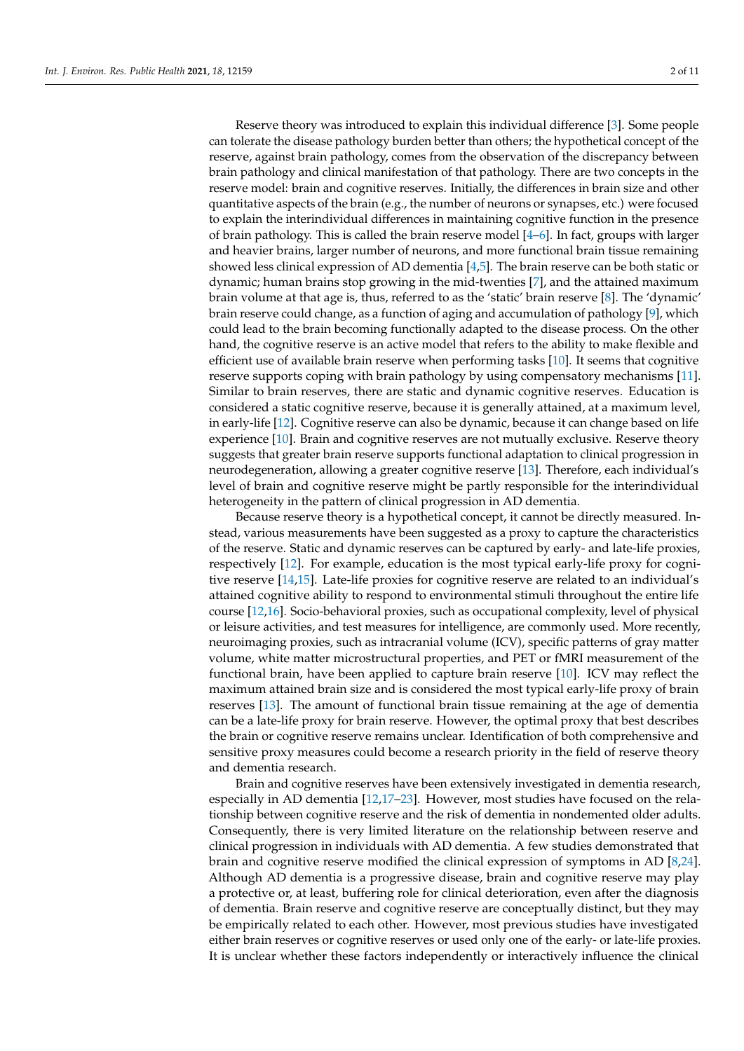Reserve theory was introduced to explain this individual difference [3]. Some people can tolerate the disease pathology burden better than others; the hypothetical concept of the reserve, against brain pathology, comes from the observation of the discrepancy between brain pathology and clinical manifestation of that pathology. There are two concepts in the reserve model: brain and cognitive reserves. Initially, the differences in brain size and other quantitative aspects of the brain (e.g., the number of neurons or synapses, etc.) were focused to explain the interindividual differences in maintaining cognitive function in the presence of brain pathology. This is called the brain reserve model [4–6]. In fact, groups with larger and heavier brains, larger number of neurons, and more functional brain tissue remaining showed less clinical expression of AD dementia [4,5]. The brain reserve can be both static or dynamic; human brains stop growing in the mid-twenties [7], and the attained maximum brain volume at that age is, thus, referred to as the 'static' brain reserve [8]. The 'dynamic' brain reserve could change, as a function of aging and accumulation of pathology [9], which could lead to the brain becoming functionally adapted to the disease process. On the other hand, the cognitive reserve is an active model that refers to the ability to make flexible and efficient use of available brain reserve when performing tasks [10]. It seems that cognitive reserve supports coping with brain pathology by using compensatory mechanisms [11]. Similar to brain reserves, there are static and dynamic cognitive reserves. Education is considered a static cognitive reserve, because it is generally attained, at a maximum level, in early-life [12]. Cognitive reserve can also be dynamic, because it can change based on life experience [10]. Brain and cognitive reserves are not mutually exclusive. Reserve theory suggests that greater brain reserve supports functional adaptation to clinical progression in neurodegeneration, allowing a greater cognitive reserve [13]. Therefore, each individual's level of brain and cognitive reserve might be partly responsible for the interindividual heterogeneity in the pattern of clinical progression in AD dementia.

Because reserve theory is a hypothetical concept, it cannot be directly measured. Instead, various measurements have been suggested as a proxy to capture the characteristics of the reserve. Static and dynamic reserves can be captured by early- and late-life proxies, respectively [12]. For example, education is the most typical early-life proxy for cognitive reserve [14,15]. Late-life proxies for cognitive reserve are related to an individual's attained cognitive ability to respond to environmental stimuli throughout the entire life course [12,16]. Socio-behavioral proxies, such as occupational complexity, level of physical or leisure activities, and test measures for intelligence, are commonly used. More recently, neuroimaging proxies, such as intracranial volume (ICV), specific patterns of gray matter volume, white matter microstructural properties, and PET or fMRI measurement of the functional brain, have been applied to capture brain reserve [10]. ICV may reflect the maximum attained brain size and is considered the most typical early-life proxy of brain reserves [13]. The amount of functional brain tissue remaining at the age of dementia can be a late-life proxy for brain reserve. However, the optimal proxy that best describes the brain or cognitive reserve remains unclear. Identification of both comprehensive and sensitive proxy measures could become a research priority in the field of reserve theory and dementia research.

Brain and cognitive reserves have been extensively investigated in dementia research, especially in AD dementia [12,17–23]. However, most studies have focused on the relationship between cognitive reserve and the risk of dementia in nondemented older adults. Consequently, there is very limited literature on the relationship between reserve and clinical progression in individuals with AD dementia. A few studies demonstrated that brain and cognitive reserve modified the clinical expression of symptoms in AD [8,24]. Although AD dementia is a progressive disease, brain and cognitive reserve may play a protective or, at least, buffering role for clinical deterioration, even after the diagnosis of dementia. Brain reserve and cognitive reserve are conceptually distinct, but they may be empirically related to each other. However, most previous studies have investigated either brain reserves or cognitive reserves or used only one of the early- or late-life proxies. It is unclear whether these factors independently or interactively influence the clinical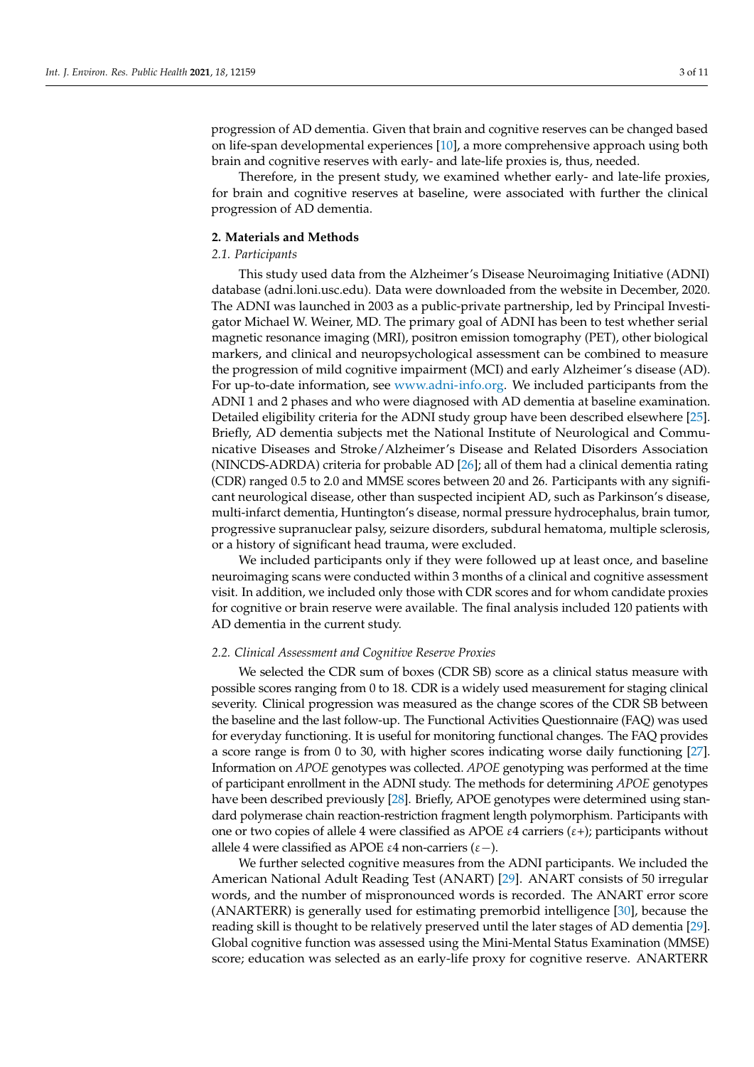progression of AD dementia. Given that brain and cognitive reserves can be changed based on life-span developmental experiences [10], a more comprehensive approach using both brain and cognitive reserves with early- and late-life proxies is, thus, needed.

Therefore, in the present study, we examined whether early- and late-life proxies, for brain and cognitive reserves at baseline, were associated with further the clinical progression of AD dementia.

## 2. Materials and Methods

### 2.1. Participants

This study used data from the Alzheimer's Disease Neuroimaging Initiative (ADNI) database (adni.loni.usc.edu). Data were downloaded from the website in December, 2020. The ADNI was launched in 2003 as a public-private partnership, led by Principal Investigator Michael W. Weiner, MD. The primary goal of ADNI has been to test whether serial magnetic resonance imaging (MRI), positron emission tomography (PET), other biological markers, and clinical and neuropsychological assessment can be combined to measure the progression of mild cognitive impairment (MCI) and early Alzheimer's disease (AD). For up-to-date information, see www.adni-info.org. We included participants from the ADNI 1 and 2 phases and who were diagnosed with AD dementia at baseline examination. Detailed eligibility criteria for the ADNI study group have been described elsewhere [25]. Briefly, AD dementia subjects met the National Institute of Neurological and Communicative Diseases and Stroke/Alzheimer's Disease and Related Disorders Association (NINCDS-ADRDA) criteria for probable AD [26]; all of them had a clinical dementia rating (CDR) ranged 0.5 to 2.0 and MMSE scores between 20 and 26. Participants with any significant neurological disease, other than suspected incipient AD, such as Parkinson's disease, multi-infarct dementia, Huntington's disease, normal pressure hydrocephalus, brain tumor, progressive supranuclear palsy, seizure disorders, subdural hematoma, multiple sclerosis, or a history of significant head trauma, were excluded.

We included participants only if they were followed up at least once, and baseline neuroimaging scans were conducted within 3 months of a clinical and cognitive assessment visit. In addition, we included only those with CDR scores and for whom candidate proxies for cognitive or brain reserve were available. The final analysis included 120 patients with AD dementia in the current study.

### 2.2. Clinical Assessment and Cognitive Reserve Proxies

We selected the CDR sum of boxes (CDR SB) score as a clinical status measure with possible scores ranging from 0 to 18. CDR is a widely used measurement for staging clinical severity. Clinical progression was measured as the change scores of the CDR SB between the baseline and the last follow-up. The Functional Activities Questionnaire (FAQ) was used for everyday functioning. It is useful for monitoring functional changes. The FAQ provides a score range is from 0 to 30, with higher scores indicating worse daily functioning [27]. Information on *APOE* genotypes was collected. *APOE* genotyping was performed at the time of participant enrollment in the ADNI study. The methods for determining *APOE* genotypes have been described previously [28]. Briefly, APOE genotypes were determined using standard polymerase chain reaction-restriction fragment length polymorphism. Participants with one or two copies of allele 4 were classified as APOE $\varepsilon$4 carriers ($\varepsilon$+); participants without allele 4 were classified as APOE $\varepsilon$4 non-carriers ($\varepsilon-$).

We further selected cognitive measures from the ADNI participants. We included the American National Adult Reading Test (ANART) [29]. ANART consists of 50 irregular words, and the number of mispronounced words is recorded. The ANART error score (ANARTERR) is generally used for estimating premorbid intelligence [30], because the reading skill is thought to be relatively preserved until the later stages of AD dementia [29]. Global cognitive function was assessed using the Mini-Mental Status Examination (MMSE) score; education was selected as an early-life proxy for cognitive reserve. ANARTERR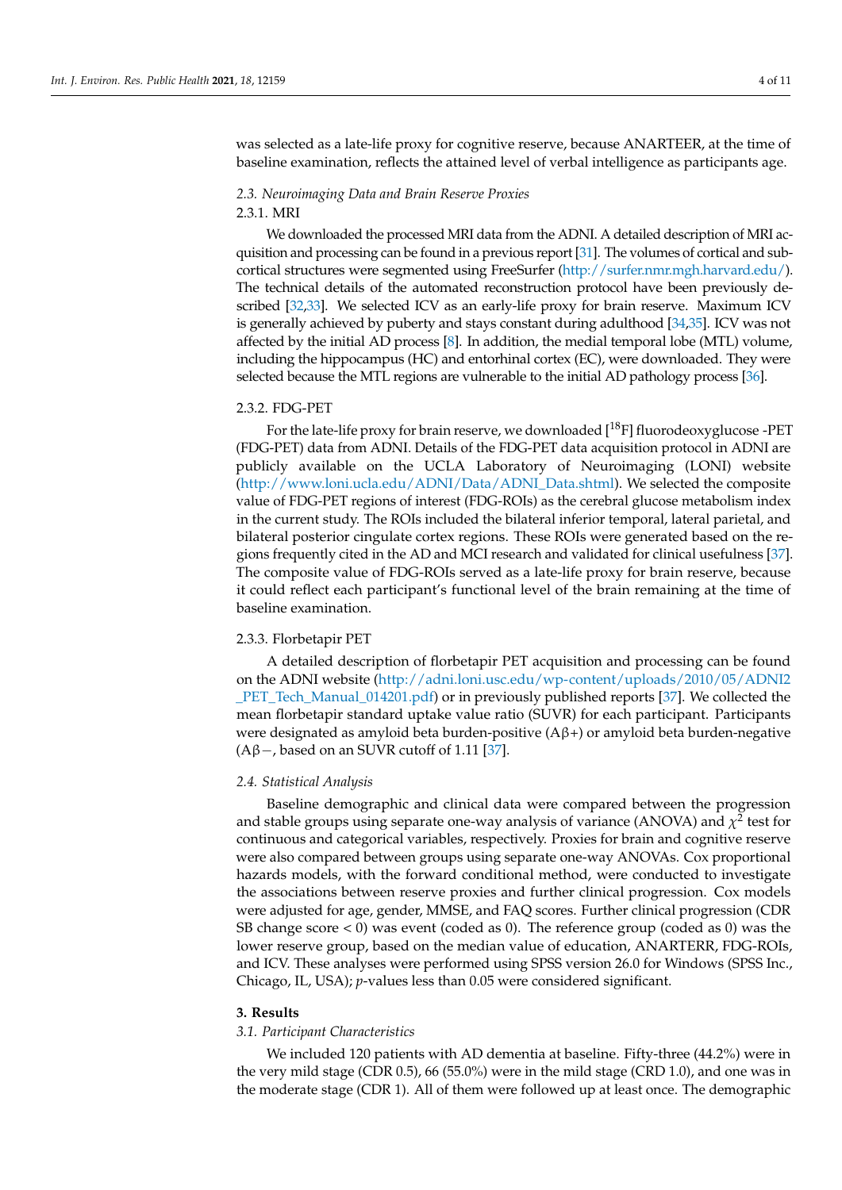was selected as a late-life proxy for cognitive reserve, because ANARTEER, at the time of baseline examination, reflects the attained level of verbal intelligence as participants age.

### *2.3. Neuroimaging Data and Brain Reserve Proxies*

#### 2.3.1. MRI

We downloaded the processed MRI data from the ADNI. A detailed description of MRI acquisition and processing can be found in a previous report [31]. The volumes of cortical and subcortical structures were segmented using FreeSurfer (http://surfer.nmr.mgh.harvard.edu/). The technical details of the automated reconstruction protocol have been previously described [32,33]. We selected ICV as an early-life proxy for brain reserve. Maximum ICV is generally achieved by puberty and stays constant during adulthood [34,35]. ICV was not affected by the initial AD process [8]. In addition, the medial temporal lobe (MTL) volume, including the hippocampus (HC) and entorhinal cortex (EC), were downloaded. They were selected because the MTL regions are vulnerable to the initial AD pathology process [36].

#### 2.3.2. FDG-PET

For the late-life proxy for brain reserve, we downloaded [$^{18}$F] fluorodeoxyglucose -PET (FDG-PET) data from ADNI. Details of the FDG-PET data acquisition protocol in ADNI are publicly available on the UCLA Laboratory of Neuroimaging (LONI) website (http://www.loni.ucla.edu/ADNI/Data/ADNI_Data.shtml). We selected the composite value of FDG-PET regions of interest (FDG-ROIs) as the cerebral glucose metabolism index in the current study. The ROIs included the bilateral inferior temporal, lateral parietal, and bilateral posterior cingulate cortex regions. These ROIs were generated based on the regions frequently cited in the AD and MCI research and validated for clinical usefulness [37]. The composite value of FDG-ROIs served as a late-life proxy for brain reserve, because it could reflect each participant's functional level of the brain remaining at the time of baseline examination.

#### 2.3.3. Florbetapir PET

A detailed description of florbetapir PET acquisition and processing can be found on the ADNI website (http://adni.loni.usc.edu/wp-content/uploads/2010/05/ADNI2_PET_Tech_Manual_014201.pdf) or in previously published reports [37]. We collected the mean florbetapir standard uptake value ratio (SUVR) for each participant. Participants were designated as amyloid beta burden-positive (Aβ+) or amyloid beta burden-negative (Aβ−, based on an SUVR cutoff of 1.11 [37].

### *2.4. Statistical Analysis*

Baseline demographic and clinical data were compared between the progression and stable groups using separate one-way analysis of variance (ANOVA) and $\chi^2$ test for continuous and categorical variables, respectively. Proxies for brain and cognitive reserve were also compared between groups using separate one-way ANOVAs. Cox proportional hazards models, with the forward conditional method, were conducted to investigate the associations between reserve proxies and further clinical progression. Cox models were adjusted for age, gender, MMSE, and FAQ scores. Further clinical progression (CDR SB change score < 0) was event (coded as 0). The reference group (coded as 0) was the lower reserve group, based on the median value of education, ANARTERR, FDG-ROIs, and ICV. These analyses were performed using SPSS version 26.0 for Windows (SPSS Inc., Chicago, IL, USA); *p*-values less than 0.05 were considered significant.

## 3. Results

### *3.1. Participant Characteristics*

We included 120 patients with AD dementia at baseline. Fifty-three (44.2%) were in the very mild stage (CDR 0.5), 66 (55.0%) were in the mild stage (CRD 1.0), and one was in the moderate stage (CDR 1). All of them were followed up at least once. The demographic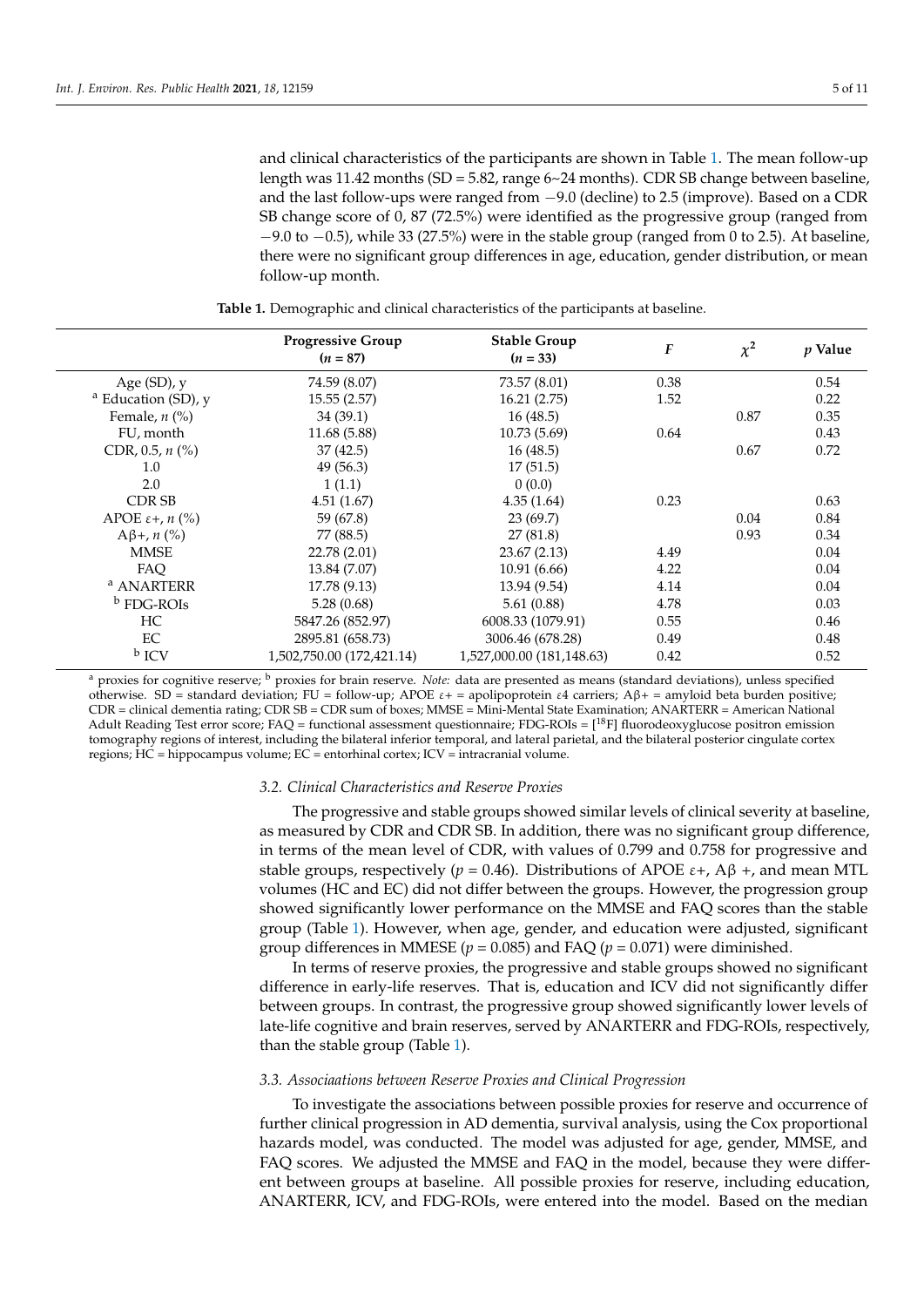and clinical characteristics of the participants are shown in Table 1. The mean follow-up length was 11.42 months (SD = 5.82, range 6~24 months). CDR SB change between baseline, and the last follow-ups were ranged from −9.0 (decline) to 2.5 (improve). Based on a CDR SB change score of 0, 87 (72.5%) were identified as the progressive group (ranged from −9.0 to −0.5), while 33 (27.5%) were in the stable group (ranged from 0 to 2.5). At baseline, there were no significant group differences in age, education, gender distribution, or mean follow-up month.

**Table 1.** Demographic and clinical characteristics of the participants at baseline.

| | Progressive Group ($n$ = 87) | Stable Group ($n$ = 33) | $F$ | $\chi^2$ | $p$ Value |
|---|---|---|---|---|---|
| Age (SD), y | 74.59 (8.07) | 73.57 (8.01) | 0.38 | | 0.54 |
| [a] Education (SD), y | 15.55 (2.57) | 16.21 (2.75) | 1.52 | | 0.22 |
| Female, $n$ (%) | 34 (39.1) | 16 (48.5) | | 0.87 | 0.35 |
| FU, month | 11.68 (5.88) | 10.73 (5.69) | 0.64 | | 0.43 |
| CDR, 0.5, $n$ (%) | 37 (42.5) | 16 (48.5) | | 0.67 | 0.72 |
| 1.0 | 49 (56.3) | 17 (51.5) | | | |
| 2.0 | 1 (1.1) | 0 (0.0) | | | |
| CDR SB | 4.51 (1.67) | 4.35 (1.64) | 0.23 | | 0.63 |
| APOE ε+, $n$ (%) | 59 (67.8) | 23 (69.7) | | 0.04 | 0.84 |
| Aβ+, $n$ (%) | 77 (88.5) | 27 (81.8) | | 0.93 | 0.34 |
| MMSE | 22.78 (2.01) | 23.67 (2.13) | 4.49 | | 0.04 |
| FAQ | 13.84 (7.07) | 10.91 (6.66) | 4.22 | | 0.04 |
| [a] ANARTERR | 17.78 (9.13) | 13.94 (9.54) | 4.14 | | 0.04 |
| [b] FDG-ROIs | 5.28 (0.68) | 5.61 (0.88) | 4.78 | | 0.03 |
| HC | 5847.26 (852.97) | 6008.33 (1079.91) | 0.55 | | 0.46 |
| EC | 2895.81 (658.73) | 3006.46 (678.28) | 0.49 | | 0.48 |
| [b] ICV | 1,502,750.00 (172,421.14) | 1,527,000.00 (181,148.63) | 0.42 | | 0.52 |

[a] proxies for cognitive reserve; [b] proxies for brain reserve. *Note:* data are presented as means (standard deviations), unless specified otherwise. SD = standard deviation; FU = follow-up; APOE ε+ = apolipoprotein ε4 carriers; Aβ+ = amyloid beta burden positive; CDR = clinical dementia rating; CDR SB = CDR sum of boxes; MMSE = Mini-Mental State Examination; ANARTERR = American National Adult Reading Test error score; FAQ = functional assessment questionnaire; FDG-ROIs = [$^{18}$F] fluorodeoxyglucose positron emission tomography regions of interest, including the bilateral inferior temporal, and lateral parietal, and the bilateral posterior cingulate cortex regions; HC = hippocampus volume; EC = entorhinal cortex; ICV = intracranial volume.

### *3.2. Clinical Characteristics and Reserve Proxies*

The progressive and stable groups showed similar levels of clinical severity at baseline, as measured by CDR and CDR SB. In addition, there was no significant group difference, in terms of the mean level of CDR, with values of 0.799 and 0.758 for progressive and stable groups, respectively ($p$ = 0.46). Distributions of APOE ε+, Aβ +, and mean MTL volumes (HC and EC) did not differ between the groups. However, the progression group showed significantly lower performance on the MMSE and FAQ scores than the stable group (Table 1). However, when age, gender, and education were adjusted, significant group differences in MMESE ($p$ = 0.085) and FAQ ($p$ = 0.071) were diminished.

In terms of reserve proxies, the progressive and stable groups showed no significant difference in early-life reserves. That is, education and ICV did not significantly differ between groups. In contrast, the progressive group showed significantly lower levels of late-life cognitive and brain reserves, served by ANARTERR and FDG-ROIs, respectively, than the stable group (Table 1).

### *3.3. Associaations between Reserve Proxies and Clinical Progression*

To investigate the associations between possible proxies for reserve and occurrence of further clinical progression in AD dementia, survival analysis, using the Cox proportional hazards model, was conducted. The model was adjusted for age, gender, MMSE, and FAQ scores. We adjusted the MMSE and FAQ in the model, because they were different between groups at baseline. All possible proxies for reserve, including education, ANARTERR, ICV, and FDG-ROIs, were entered into the model. Based on the median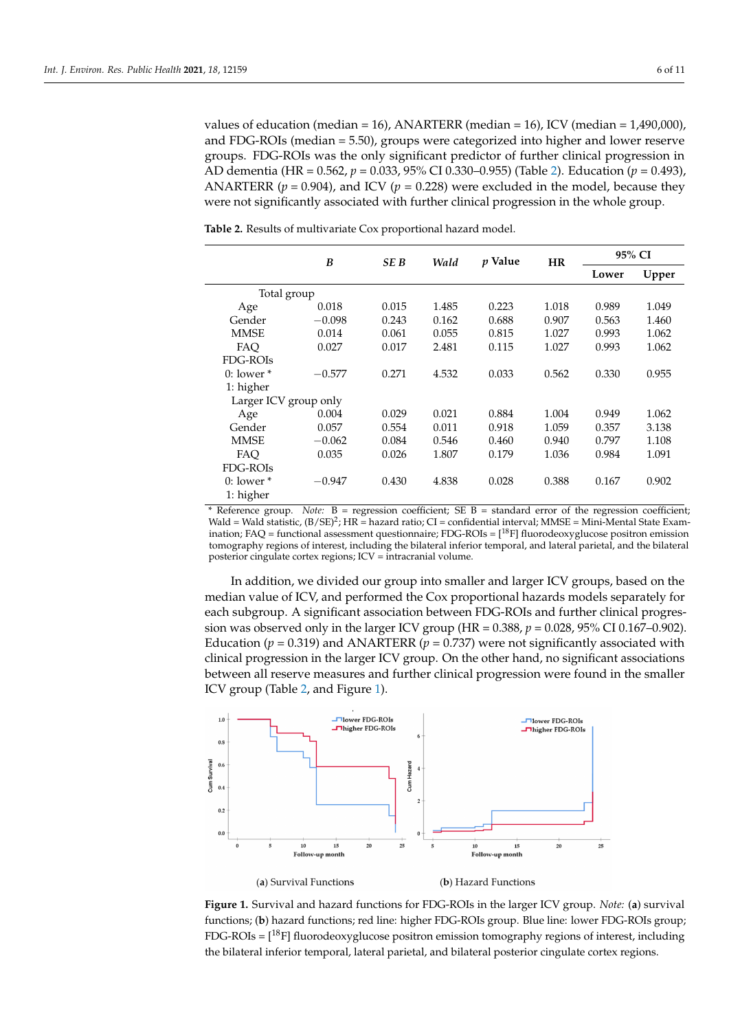values of education (median = 16), ANARTERR (median = 16), ICV (median = 1,490,000), and FDG-ROIs (median = 5.50), groups were categorized into higher and lower reserve groups. FDG-ROIs was the only significant predictor of further clinical progression in AD dementia (HR = 0.562, $p$ = 0.033, 95% CI 0.330–0.955) (Table 2). Education ($p$ = 0.493), ANARTERR ($p$ = 0.904), and ICV ($p$ = 0.228) were excluded in the model, because they were not significantly associated with further clinical progression in the whole group.

**Table 2.** Results of multivariate Cox proportional hazard model.

| | *B* | *SE B* | *Wald* | *p* Value | HR | 95% CI | |
|---|---|---|---|---|---|---|---|
| | | | | | | Lower | Upper |
| Total group | | | | | | | |
| Age | 0.018 | 0.015 | 1.485 | 0.223 | 1.018 | 0.989 | 1.049 |
| Gender | −0.098 | 0.243 | 0.162 | 0.688 | 0.907 | 0.563 | 1.460 |
| MMSE | 0.014 | 0.061 | 0.055 | 0.815 | 1.027 | 0.993 | 1.062 |
| FAQ | 0.027 | 0.017 | 2.481 | 0.115 | 1.027 | 0.993 | 1.062 |
| FDG-ROIs | | | | | | | |
| 0: lower * | −0.577 | 0.271 | 4.532 | 0.033 | 0.562 | 0.330 | 0.955 |
| 1: higher | | | | | | | |
| Larger ICV group only | | | | | | | |
| Age | 0.004 | 0.029 | 0.021 | 0.884 | 1.004 | 0.949 | 1.062 |
| Gender | 0.057 | 0.554 | 0.011 | 0.918 | 1.059 | 0.357 | 3.138 |
| MMSE | −0.062 | 0.084 | 0.546 | 0.460 | 0.940 | 0.797 | 1.108 |
| FAQ | 0.035 | 0.026 | 1.807 | 0.179 | 1.036 | 0.984 | 1.091 |
| FDG-ROIs | | | | | | | |
| 0: lower * | −0.947 | 0.430 | 4.838 | 0.028 | 0.388 | 0.167 | 0.902 |
| 1: higher | | | | | | | |

\* Reference group. *Note:* B = regression coefficient; SE B = standard error of the regression coefficient; Wald = Wald statistic, $(B/SE)^2$; HR = hazard ratio; CI = confidential interval; MMSE = Mini-Mental State Examination; FAQ = functional assessment questionnaire; FDG-ROIs = [$^{18}$F] fluorodeoxyglucose positron emission tomography regions of interest, including the bilateral inferior temporal, and lateral parietal, and the bilateral posterior cingulate cortex regions; ICV = intracranial volume.

In addition, we divided our group into smaller and larger ICV groups, based on the median value of ICV, and performed the Cox proportional hazards models separately for each subgroup. A significant association between FDG-ROIs and further clinical progression was observed only in the larger ICV group (HR = 0.388, $p$ = 0.028, 95% CI 0.167–0.902). Education ($p$ = 0.319) and ANARTERR ($p$ = 0.737) were not significantly associated with clinical progression in the larger ICV group. On the other hand, no significant associations between all reserve measures and further clinical progression were found in the smaller ICV group (Table 2, and Figure 1).

(**a**) Survival Functions (**b**) Hazard Functions

**Figure 1.** Survival and hazard functions for FDG-ROIs in the larger ICV group. *Note:* (**a**) survival functions; (**b**) hazard functions; red line: higher FDG-ROIs group. Blue line: lower FDG-ROIs group; FDG-ROIs = [$^{18}$F] fluorodeoxyglucose positron emission tomography regions of interest, including the bilateral inferior temporal, lateral parietal, and bilateral posterior cingulate cortex regions.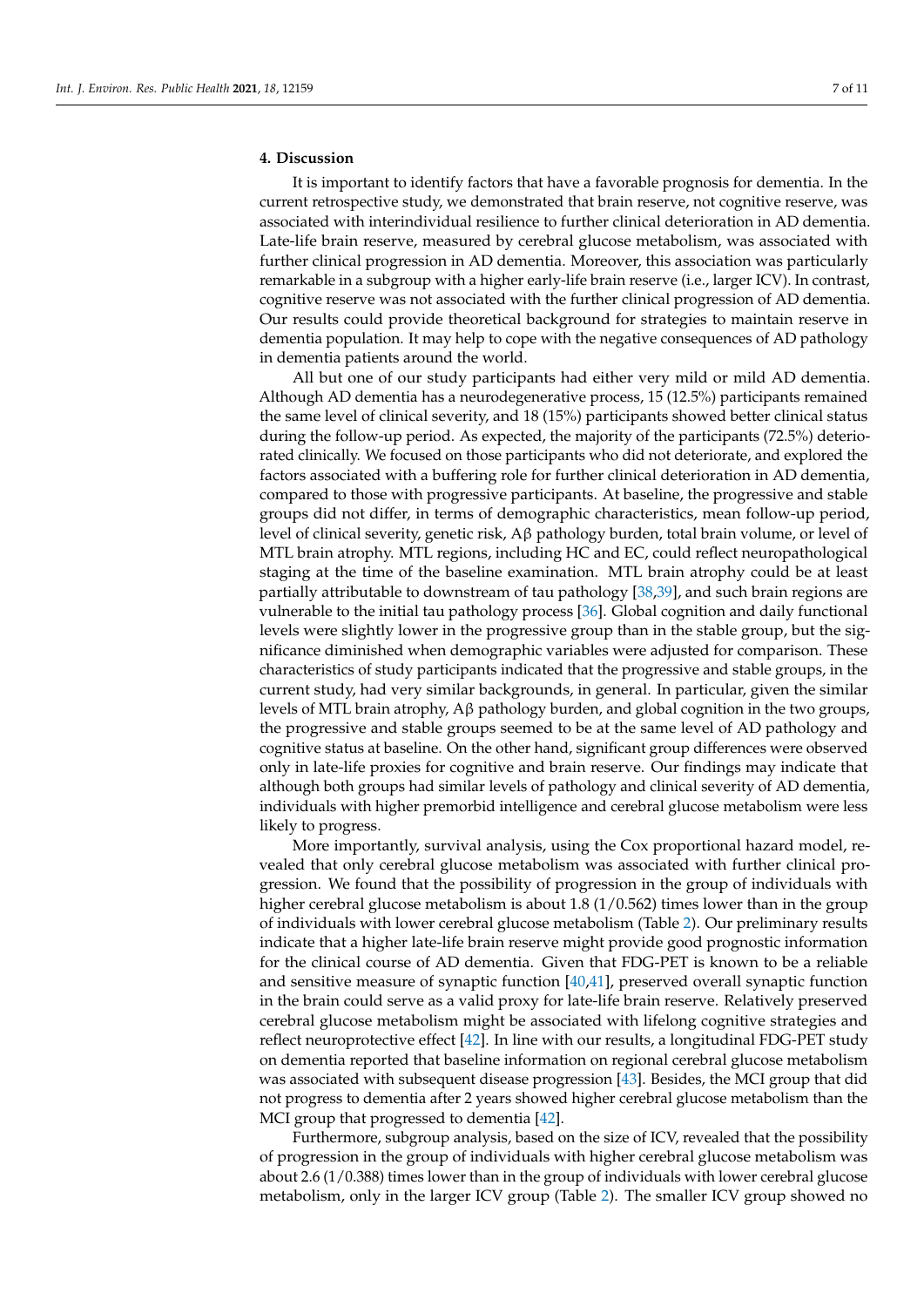## 4. Discussion

It is important to identify factors that have a favorable prognosis for dementia. In the current retrospective study, we demonstrated that brain reserve, not cognitive reserve, was associated with interindividual resilience to further clinical deterioration in AD dementia. Late-life brain reserve, measured by cerebral glucose metabolism, was associated with further clinical progression in AD dementia. Moreover, this association was particularly remarkable in a subgroup with a higher early-life brain reserve (i.e., larger ICV). In contrast, cognitive reserve was not associated with the further clinical progression of AD dementia. Our results could provide theoretical background for strategies to maintain reserve in dementia population. It may help to cope with the negative consequences of AD pathology in dementia patients around the world.

All but one of our study participants had either very mild or mild AD dementia. Although AD dementia has a neurodegenerative process, 15 (12.5%) participants remained the same level of clinical severity, and 18 (15%) participants showed better clinical status during the follow-up period. As expected, the majority of the participants (72.5%) deteriorated clinically. We focused on those participants who did not deteriorate, and explored the factors associated with a buffering role for further clinical deterioration in AD dementia, compared to those with progressive participants. At baseline, the progressive and stable groups did not differ, in terms of demographic characteristics, mean follow-up period, level of clinical severity, genetic risk, Aβ pathology burden, total brain volume, or level of MTL brain atrophy. MTL regions, including HC and EC, could reflect neuropathological staging at the time of the baseline examination. MTL brain atrophy could be at least partially attributable to downstream of tau pathology [38,39], and such brain regions are vulnerable to the initial tau pathology process [36]. Global cognition and daily functional levels were slightly lower in the progressive group than in the stable group, but the significance diminished when demographic variables were adjusted for comparison. These characteristics of study participants indicated that the progressive and stable groups, in the current study, had very similar backgrounds, in general. In particular, given the similar levels of MTL brain atrophy, Aβ pathology burden, and global cognition in the two groups, the progressive and stable groups seemed to be at the same level of AD pathology and cognitive status at baseline. On the other hand, significant group differences were observed only in late-life proxies for cognitive and brain reserve. Our findings may indicate that although both groups had similar levels of pathology and clinical severity of AD dementia, individuals with higher premorbid intelligence and cerebral glucose metabolism were less likely to progress.

More importantly, survival analysis, using the Cox proportional hazard model, revealed that only cerebral glucose metabolism was associated with further clinical progression. We found that the possibility of progression in the group of individuals with higher cerebral glucose metabolism is about 1.8 (1/0.562) times lower than in the group of individuals with lower cerebral glucose metabolism (Table 2). Our preliminary results indicate that a higher late-life brain reserve might provide good prognostic information for the clinical course of AD dementia. Given that FDG-PET is known to be a reliable and sensitive measure of synaptic function [40,41], preserved overall synaptic function in the brain could serve as a valid proxy for late-life brain reserve. Relatively preserved cerebral glucose metabolism might be associated with lifelong cognitive strategies and reflect neuroprotective effect [42]. In line with our results, a longitudinal FDG-PET study on dementia reported that baseline information on regional cerebral glucose metabolism was associated with subsequent disease progression [43]. Besides, the MCI group that did not progress to dementia after 2 years showed higher cerebral glucose metabolism than the MCI group that progressed to dementia [42].

Furthermore, subgroup analysis, based on the size of ICV, revealed that the possibility of progression in the group of individuals with higher cerebral glucose metabolism was about 2.6 (1/0.388) times lower than in the group of individuals with lower cerebral glucose metabolism, only in the larger ICV group (Table 2). The smaller ICV group showed no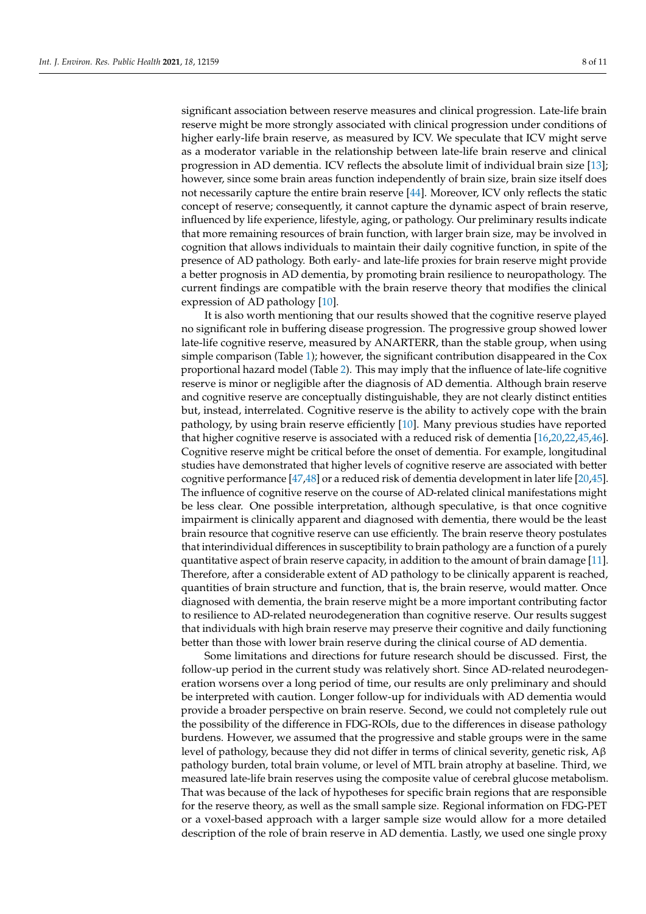significant association between reserve measures and clinical progression. Late-life brain reserve might be more strongly associated with clinical progression under conditions of higher early-life brain reserve, as measured by ICV. We speculate that ICV might serve as a moderator variable in the relationship between late-life brain reserve and clinical progression in AD dementia. ICV reflects the absolute limit of individual brain size [13]; however, since some brain areas function independently of brain size, brain size itself does not necessarily capture the entire brain reserve [44]. Moreover, ICV only reflects the static concept of reserve; consequently, it cannot capture the dynamic aspect of brain reserve, influenced by life experience, lifestyle, aging, or pathology. Our preliminary results indicate that more remaining resources of brain function, with larger brain size, may be involved in cognition that allows individuals to maintain their daily cognitive function, in spite of the presence of AD pathology. Both early- and late-life proxies for brain reserve might provide a better prognosis in AD dementia, by promoting brain resilience to neuropathology. The current findings are compatible with the brain reserve theory that modifies the clinical expression of AD pathology [10].

It is also worth mentioning that our results showed that the cognitive reserve played no significant role in buffering disease progression. The progressive group showed lower late-life cognitive reserve, measured by ANARTERR, than the stable group, when using simple comparison (Table 1); however, the significant contribution disappeared in the Cox proportional hazard model (Table 2). This may imply that the influence of late-life cognitive reserve is minor or negligible after the diagnosis of AD dementia. Although brain reserve and cognitive reserve are conceptually distinguishable, they are not clearly distinct entities but, instead, interrelated. Cognitive reserve is the ability to actively cope with the brain pathology, by using brain reserve efficiently [10]. Many previous studies have reported that higher cognitive reserve is associated with a reduced risk of dementia [16,20,22,45,46]. Cognitive reserve might be critical before the onset of dementia. For example, longitudinal studies have demonstrated that higher levels of cognitive reserve are associated with better cognitive performance [47,48] or a reduced risk of dementia development in later life [20,45]. The influence of cognitive reserve on the course of AD-related clinical manifestations might be less clear. One possible interpretation, although speculative, is that once cognitive impairment is clinically apparent and diagnosed with dementia, there would be the least brain resource that cognitive reserve can use efficiently. The brain reserve theory postulates that interindividual differences in susceptibility to brain pathology are a function of a purely quantitative aspect of brain reserve capacity, in addition to the amount of brain damage [11]. Therefore, after a considerable extent of AD pathology to be clinically apparent is reached, quantities of brain structure and function, that is, the brain reserve, would matter. Once diagnosed with dementia, the brain reserve might be a more important contributing factor to resilience to AD-related neurodegeneration than cognitive reserve. Our results suggest that individuals with high brain reserve may preserve their cognitive and daily functioning better than those with lower brain reserve during the clinical course of AD dementia.

Some limitations and directions for future research should be discussed. First, the follow-up period in the current study was relatively short. Since AD-related neurodegeneration worsens over a long period of time, our results are only preliminary and should be interpreted with caution. Longer follow-up for individuals with AD dementia would provide a broader perspective on brain reserve. Second, we could not completely rule out the possibility of the difference in FDG-ROIs, due to the differences in disease pathology burdens. However, we assumed that the progressive and stable groups were in the same level of pathology, because they did not differ in terms of clinical severity, genetic risk, Aβ pathology burden, total brain volume, or level of MTL brain atrophy at baseline. Third, we measured late-life brain reserves using the composite value of cerebral glucose metabolism. That was because of the lack of hypotheses for specific brain regions that are responsible for the reserve theory, as well as the small sample size. Regional information on FDG-PET or a voxel-based approach with a larger sample size would allow for a more detailed description of the role of brain reserve in AD dementia. Lastly, we used one single proxy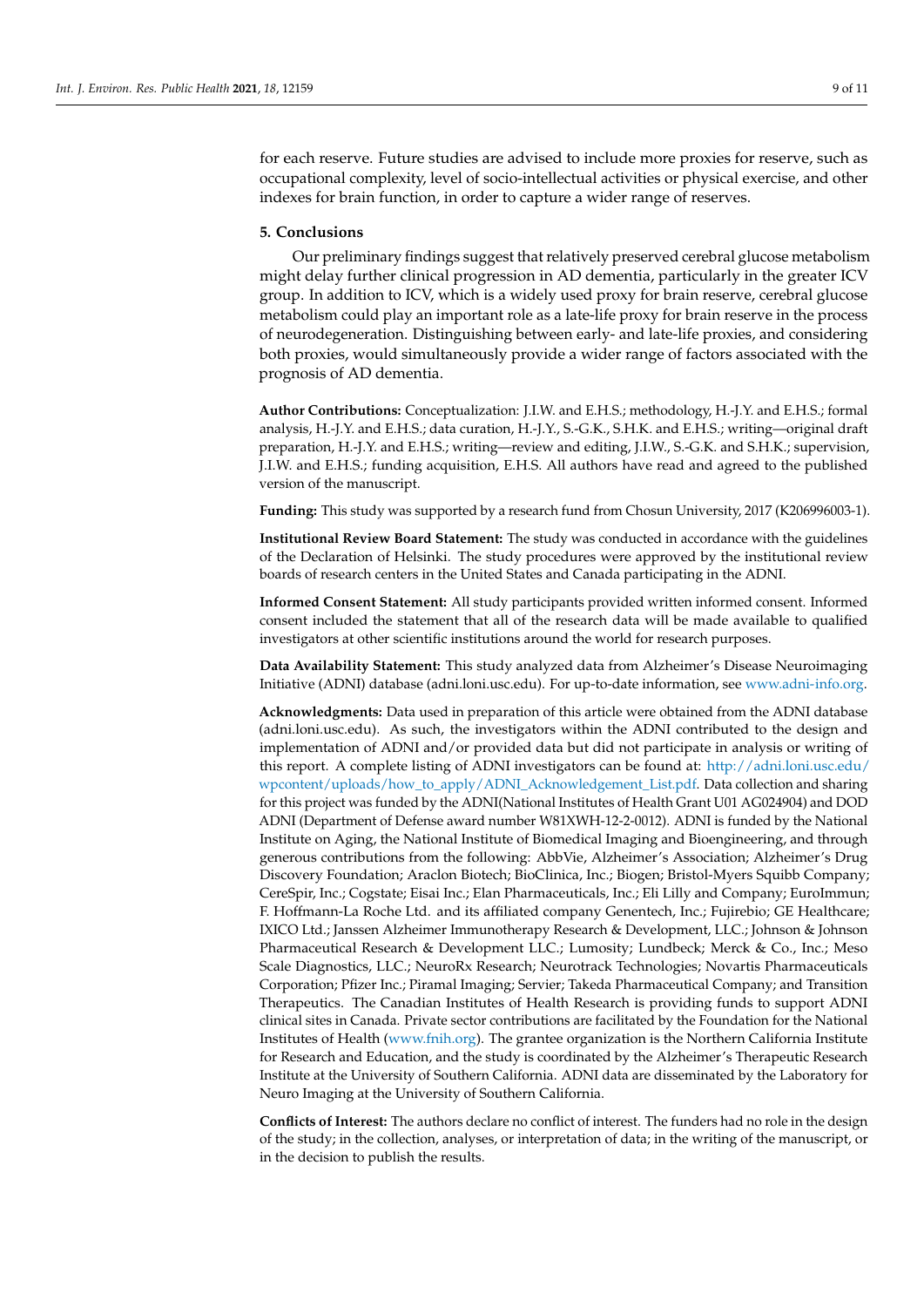for each reserve. Future studies are advised to include more proxies for reserve, such as occupational complexity, level of socio-intellectual activities or physical exercise, and other indexes for brain function, in order to capture a wider range of reserves.

## 5. Conclusions

Our preliminary findings suggest that relatively preserved cerebral glucose metabolism might delay further clinical progression in AD dementia, particularly in the greater ICV group. In addition to ICV, which is a widely used proxy for brain reserve, cerebral glucose metabolism could play an important role as a late-life proxy for brain reserve in the process of neurodegeneration. Distinguishing between early- and late-life proxies, and considering both proxies, would simultaneously provide a wider range of factors associated with the prognosis of AD dementia.

**Author Contributions:** Conceptualization: J.I.W. and E.H.S.; methodology, H.-J.Y. and E.H.S.; formal analysis, H.-J.Y. and E.H.S.; data curation, H.-J.Y., S.-G.K., S.H.K. and E.H.S.; writing—original draft preparation, H.-J.Y. and E.H.S.; writing—review and editing, J.I.W., S.-G.K. and S.H.K.; supervision, J.I.W. and E.H.S.; funding acquisition, E.H.S. All authors have read and agreed to the published version of the manuscript.

**Funding:** This study was supported by a research fund from Chosun University, 2017 (K206996003-1).

**Institutional Review Board Statement:** The study was conducted in accordance with the guidelines of the Declaration of Helsinki. The study procedures were approved by the institutional review boards of research centers in the United States and Canada participating in the ADNI.

**Informed Consent Statement:** All study participants provided written informed consent. Informed consent included the statement that all of the research data will be made available to qualified investigators at other scientific institutions around the world for research purposes.

**Data Availability Statement:** This study analyzed data from Alzheimer's Disease Neuroimaging Initiative (ADNI) database (adni.loni.usc.edu). For up-to-date information, see www.adni-info.org.

**Acknowledgments:** Data used in preparation of this article were obtained from the ADNI database (adni.loni.usc.edu). As such, the investigators within the ADNI contributed to the design and implementation of ADNI and/or provided data but did not participate in analysis or writing of this report. A complete listing of ADNI investigators can be found at: http://adni.loni.usc.edu/wpcontent/uploads/how_to_apply/ADNI_Acknowledgement_List.pdf. Data collection and sharing for this project was funded by the ADNI(National Institutes of Health Grant U01 AG024904) and DOD ADNI (Department of Defense award number W81XWH-12-2-0012). ADNI is funded by the National Institute on Aging, the National Institute of Biomedical Imaging and Bioengineering, and through generous contributions from the following: AbbVie, Alzheimer's Association; Alzheimer's Drug Discovery Foundation; Araclon Biotech; BioClinica, Inc.; Biogen; Bristol-Myers Squibb Company; CereSpir, Inc.; Cogstate; Eisai Inc.; Elan Pharmaceuticals, Inc.; Eli Lilly and Company; EuroImmun; F. Hoffmann-La Roche Ltd. and its affiliated company Genentech, Inc.; Fujirebio; GE Healthcare; IXICO Ltd.; Janssen Alzheimer Immunotherapy Research & Development, LLC.; Johnson & Johnson Pharmaceutical Research & Development LLC.; Lumosity; Lundbeck; Merck & Co., Inc.; Meso Scale Diagnostics, LLC.; NeuroRx Research; Neurotrack Technologies; Novartis Pharmaceuticals Corporation; Pfizer Inc.; Piramal Imaging; Servier; Takeda Pharmaceutical Company; and Transition Therapeutics. The Canadian Institutes of Health Research is providing funds to support ADNI clinical sites in Canada. Private sector contributions are facilitated by the Foundation for the National Institutes of Health (www.fnih.org). The grantee organization is the Northern California Institute for Research and Education, and the study is coordinated by the Alzheimer's Therapeutic Research Institute at the University of Southern California. ADNI data are disseminated by the Laboratory for Neuro Imaging at the University of Southern California.

**Conflicts of Interest:** The authors declare no conflict of interest. The funders had no role in the design of the study; in the collection, analyses, or interpretation of data; in the writing of the manuscript, or in the decision to publish the results.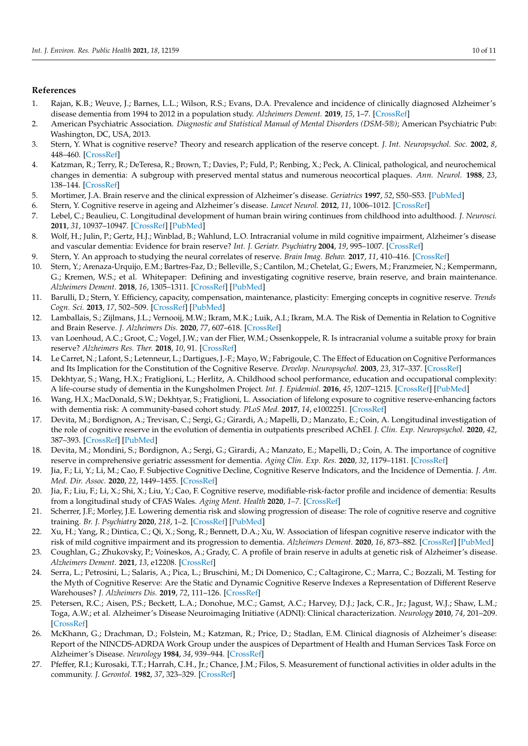## References

1. Rajan, K.B.; Weuve, J.; Barnes, L.L.; Wilson, R.S.; Evans, D.A. Prevalence and incidence of clinically diagnosed Alzheimer's disease dementia from 1994 to 2012 in a population study. *Alzheimers Dement.* **2019**, *15*, 1–7. [CrossRef]
2. American Psychiatric Association. *Diagnostic and Statistical Manual of Mental Disorders (DSM-5®)*; American Psychiatric Pub: Washington, DC, USA, 2013.
3. Stern, Y. What is cognitive reserve? Theory and research application of the reserve concept. *J. Int. Neuropsychol. Soc.* **2002**, *8*, 448–460. [CrossRef]
4. Katzman, R.; Terry, R.; DeTeresa, R.; Brown, T.; Davies, P.; Fuld, P.; Renbing, X.; Peck, A. Clinical, pathological, and neurochemical changes in dementia: A subgroup with preserved mental status and numerous neocortical plaques. *Ann. Neurol.* **1988**, *23*, 138–144. [CrossRef]
5. Mortimer, J.A. Brain reserve and the clinical expression of Alzheimer's disease. *Geriatrics* **1997**, *52*, S50–S53. [PubMed]
6. Stern, Y. Cognitive reserve in ageing and Alzheimer's disease. *Lancet Neurol.* **2012**, *11*, 1006–1012. [CrossRef]
7. Lebel, C.; Beaulieu, C. Longitudinal development of human brain wiring continues from childhood into adulthood. *J. Neurosci.* **2011**, *31*, 10937–10947. [CrossRef] [PubMed]
8. Wolf, H.; Julin, P.; Gertz, H.J.; Winblad, B.; Wahlund, L.O. Intracranial volume in mild cognitive impairment, Alzheimer's disease and vascular dementia: Evidence for brain reserve? *Int. J. Geriatr. Psychiatry* **2004**, *19*, 995–1007. [CrossRef]
9. Stern, Y. An approach to studying the neural correlates of reserve. *Brain Imag. Behav.* **2017**, *11*, 410–416. [CrossRef]
10. Stern, Y.; Arenaza-Urquijo, E.M.; Bartres-Faz, D.; Belleville, S.; Cantilon, M.; Chetelat, G.; Ewers, M.; Franzmeier, N.; Kempermann, G.; Kremen, W.S.; et al. Whitepaper: Defining and investigating cognitive reserve, brain reserve, and brain maintenance. *Alzheimers Dement.* **2018**, *16*, 1305–1311. [CrossRef] [PubMed]
11. Barulli, D.; Stern, Y. Efficiency, capacity, compensation, maintenance, plasticity: Emerging concepts in cognitive reserve. *Trends Cogn. Sci.* **2013**, *17*, 502–509. [CrossRef] [PubMed]
12. Lamballais, S.; Zijlmans, J.L.; Vernooij, M.W.; Ikram, M.K.; Luik, A.I.; Ikram, M.A. The Risk of Dementia in Relation to Cognitive and Brain Reserve. *J. Alzheimers Dis.* **2020**, *77*, 607–618. [CrossRef]
13. van Loenhoud, A.C.; Groot, C.; Vogel, J.W.; van der Flier, W.M.; Ossenkoppele, R. Is intracranial volume a suitable proxy for brain reserve? *Alzheimers Res. Ther.* **2018**, *10*, 91. [CrossRef]
14. Le Carret, N.; Lafont, S.; Letenneur, L.; Dartigues, J.-F.; Mayo, W.; Fabrigoule, C. The Effect of Education on Cognitive Performances and Its Implication for the Constitution of the Cognitive Reserve. *Develop. Neuropsychol.* **2003**, *23*, 317–337. [CrossRef]
15. Dekhtyar, S.; Wang, H.X.; Fratiglioni, L.; Herlitz, A. Childhood school performance, education and occupational complexity: A life-course study of dementia in the Kungsholmen Project. *Int. J. Epidemiol.* **2016**, *45*, 1207–1215. [CrossRef] [PubMed]
16. Wang, H.X.; MacDonald, S.W.; Dekhtyar, S.; Fratiglioni, L. Association of lifelong exposure to cognitive reserve-enhancing factors with dementia risk: A community-based cohort study. *PLoS Med.* **2017**, *14*, e1002251. [CrossRef]
17. Devita, M.; Bordignon, A.; Trevisan, C.; Sergi, G.; Girardi, A.; Mapelli, D.; Manzato, E.; Coin, A. Longitudinal investigation of the role of cognitive reserve in the evolution of dementia in outpatients prescribed AChEI. *J. Clin. Exp. Neuropsychol.* **2020**, *42*, 387–393. [CrossRef] [PubMed]
18. Devita, M.; Mondini, S.; Bordignon, A.; Sergi, G.; Girardi, A.; Manzato, E.; Mapelli, D.; Coin, A. The importance of cognitive reserve in comprehensive geriatric assessment for dementia. *Aging Clin. Exp. Res.* **2020**, *32*, 1179–1181. [CrossRef]
19. Jia, F.; Li, Y.; Li, M.; Cao, F. Subjective Cognitive Decline, Cognitive Reserve Indicators, and the Incidence of Dementia. *J. Am. Med. Dir. Assoc.* **2020**, *22*, 1449–1455. [CrossRef]
20. Jia, F.; Liu, F.; Li, X.; Shi, X.; Liu, Y.; Cao, F. Cognitive reserve, modifiable-risk-factor profile and incidence of dementia: Results from a longitudinal study of CFAS Wales. *Aging Ment. Health* **2020**, *1–7*. [CrossRef]
21. Scherrer, J.F.; Morley, J.E. Lowering dementia risk and slowing progression of disease: The role of cognitive reserve and cognitive training. *Br. J. Psychiatry* **2020**, *218*, 1–2. [CrossRef] [PubMed]
22. Xu, H.; Yang, R.; Dintica, C.; Qi, X.; Song, R.; Bennett, D.A.; Xu, W. Association of lifespan cognitive reserve indicator with the risk of mild cognitive impairment and its progression to dementia. *Alzheimers Dement.* **2020**, *16*, 873–882. [CrossRef] [PubMed]
23. Coughlan, G.; Zhukovsky, P.; Voineskos, A.; Grady, C. A profile of brain reserve in adults at genetic risk of Alzheimer's disease. *Alzheimers Dement.* **2021**, *13*, e12208. [CrossRef]
24. Serra, L.; Petrosini, L.; Salaris, A.; Pica, L.; Bruschini, M.; Di Domenico, C.; Caltagirone, C.; Marra, C.; Bozzali, M. Testing for the Myth of Cognitive Reserve: Are the Static and Dynamic Cognitive Reserve Indexes a Representation of Different Reserve Warehouses? *J. Alzheimers Dis.* **2019**, *72*, 111–126. [CrossRef]
25. Petersen, R.C.; Aisen, P.S.; Beckett, L.A.; Donohue, M.C.; Gamst, A.C.; Harvey, D.J.; Jack, C.R., Jr.; Jagust, W.J.; Shaw, L.M.; Toga, A.W.; et al. Alzheimer's Disease Neuroimaging Initiative (ADNI): Clinical characterization. *Neurology* **2010**, *74*, 201–209. [CrossRef]
26. McKhann, G.; Drachman, D.; Folstein, M.; Katzman, R.; Price, D.; Stadlan, E.M. Clinical diagnosis of Alzheimer's disease: Report of the NINCDS-ADRDA Work Group under the auspices of Department of Health and Human Services Task Force on Alzheimer's Disease. *Neurology* **1984**, *34*, 939–944. [CrossRef]
27. Pfeffer, R.I.; Kurosaki, T.T.; Harrah, C.H., Jr.; Chance, J.M.; Filos, S. Measurement of functional activities in older adults in the community. *J. Gerontol.* **1982**, *37*, 323–329. [CrossRef]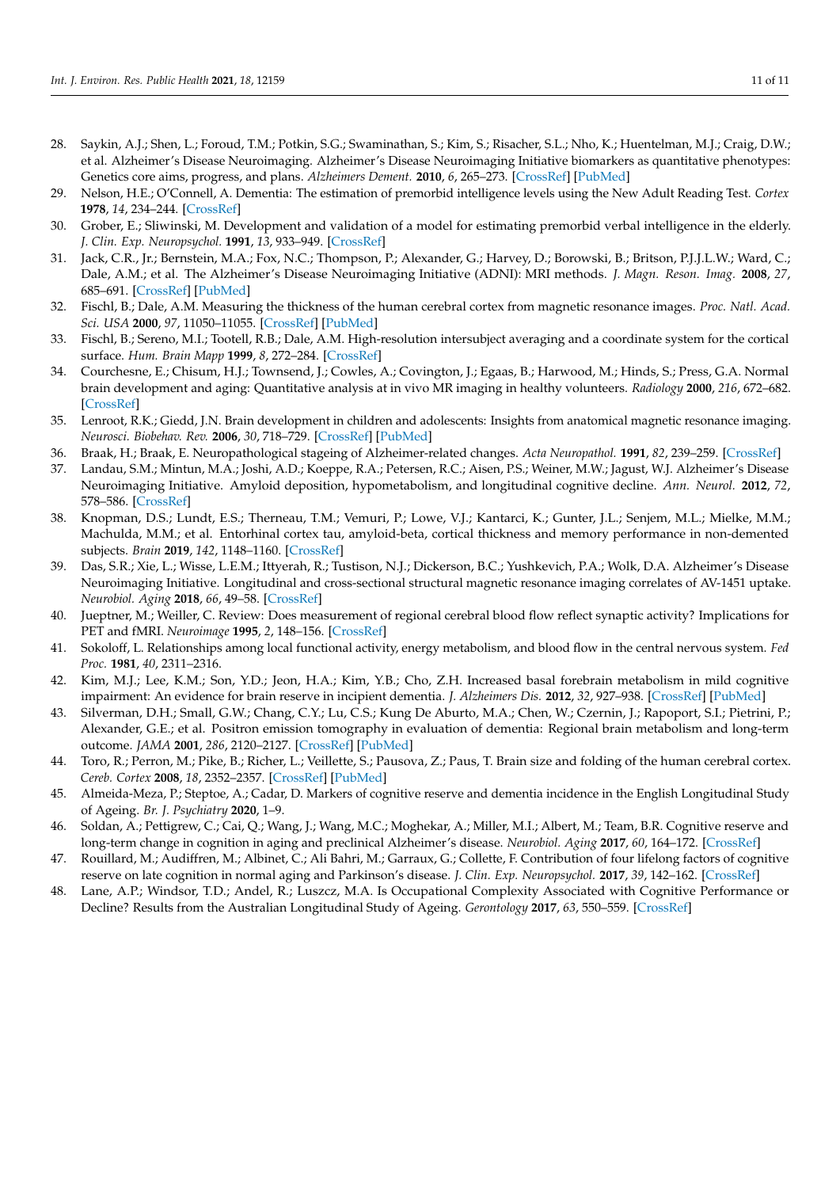28. Saykin, A.J.; Shen, L.; Foroud, T.M.; Potkin, S.G.; Swaminathan, S.; Kim, S.; Risacher, S.L.; Nho, K.; Huentelman, M.J.; Craig, D.W.; et al. Alzheimer's Disease Neuroimaging. Alzheimer's Disease Neuroimaging Initiative biomarkers as quantitative phenotypes: Genetics core aims, progress, and plans. *Alzheimers Dement.* **2010**, *6*, 265–273. [CrossRef] [PubMed]
29. Nelson, H.E.; O'Connell, A. Dementia: The estimation of premorbid intelligence levels using the New Adult Reading Test. *Cortex* **1978**, *14*, 234–244. [CrossRef]
30. Grober, E.; Sliwinski, M. Development and validation of a model for estimating premorbid verbal intelligence in the elderly. *J. Clin. Exp. Neuropsychol.* **1991**, *13*, 933–949. [CrossRef]
31. Jack, C.R., Jr.; Bernstein, M.A.; Fox, N.C.; Thompson, P.; Alexander, G.; Harvey, D.; Borowski, B.; Britson, P.J.J.L.W.; Ward, C.; Dale, A.M.; et al. The Alzheimer's Disease Neuroimaging Initiative (ADNI): MRI methods. *J. Magn. Reson. Imag.* **2008**, *27*, 685–691. [CrossRef] [PubMed]
32. Fischl, B.; Dale, A.M. Measuring the thickness of the human cerebral cortex from magnetic resonance images. *Proc. Natl. Acad. Sci. USA* **2000**, *97*, 11050–11055. [CrossRef] [PubMed]
33. Fischl, B.; Sereno, M.I.; Tootell, R.B.; Dale, A.M. High-resolution intersubject averaging and a coordinate system for the cortical surface. *Hum. Brain Mapp* **1999**, *8*, 272–284. [CrossRef]
34. Courchesne, E.; Chisum, H.J.; Townsend, J.; Cowles, A.; Covington, J.; Egaas, B.; Harwood, M.; Hinds, S.; Press, G.A. Normal brain development and aging: Quantitative analysis at in vivo MR imaging in healthy volunteers. *Radiology* **2000**, *216*, 672–682. [CrossRef]
35. Lenroot, R.K.; Giedd, J.N. Brain development in children and adolescents: Insights from anatomical magnetic resonance imaging. *Neurosci. Biobehav. Rev.* **2006**, *30*, 718–729. [CrossRef] [PubMed]
36. Braak, H.; Braak, E. Neuropathological stageing of Alzheimer-related changes. *Acta Neuropathol.* **1991**, *82*, 239–259. [CrossRef]
37. Landau, S.M.; Mintun, M.A.; Joshi, A.D.; Koeppe, R.A.; Petersen, R.C.; Aisen, P.S.; Weiner, M.W.; Jagust, W.J. Alzheimer's Disease Neuroimaging Initiative. Amyloid deposition, hypometabolism, and longitudinal cognitive decline. *Ann. Neurol.* **2012**, *72*, 578–586. [CrossRef]
38. Knopman, D.S.; Lundt, E.S.; Therneau, T.M.; Vemuri, P.; Lowe, V.J.; Kantarci, K.; Gunter, J.L.; Senjem, M.L.; Mielke, M.M.; Machulda, M.M.; et al. Entorhinal cortex tau, amyloid-beta, cortical thickness and memory performance in non-demented subjects. *Brain* **2019**, *142*, 1148–1160. [CrossRef]
39. Das, S.R.; Xie, L.; Wisse, L.E.M.; Ittyerah, R.; Tustison, N.J.; Dickerson, B.C.; Yushkevich, P.A.; Wolk, D.A. Alzheimer's Disease Neuroimaging Initiative. Longitudinal and cross-sectional structural magnetic resonance imaging correlates of AV-1451 uptake. *Neurobiol. Aging* **2018**, *66*, 49–58. [CrossRef]
40. Jueptner, M.; Weiller, C. Review: Does measurement of regional cerebral blood flow reflect synaptic activity? Implications for PET and fMRI. *Neuroimage* **1995**, *2*, 148–156. [CrossRef]
41. Sokoloff, L. Relationships among local functional activity, energy metabolism, and blood flow in the central nervous system. *Fed Proc.* **1981**, *40*, 2311–2316.
42. Kim, M.J.; Lee, K.M.; Son, Y.D.; Jeon, H.A.; Kim, Y.B.; Cho, Z.H. Increased basal forebrain metabolism in mild cognitive impairment: An evidence for brain reserve in incipient dementia. *J. Alzheimers Dis.* **2012**, *32*, 927–938. [CrossRef] [PubMed]
43. Silverman, D.H.; Small, G.W.; Chang, C.Y.; Lu, C.S.; Kung De Aburto, M.A.; Chen, W.; Czernin, J.; Rapoport, S.I.; Pietrini, P.; Alexander, G.E.; et al. Positron emission tomography in evaluation of dementia: Regional brain metabolism and long-term outcome. *JAMA* **2001**, *286*, 2120–2127. [CrossRef] [PubMed]
44. Toro, R.; Perron, M.; Pike, B.; Richer, L.; Veillette, S.; Pausova, Z.; Paus, T. Brain size and folding of the human cerebral cortex. *Cereb. Cortex* **2008**, *18*, 2352–2357. [CrossRef] [PubMed]
45. Almeida-Meza, P.; Steptoe, A.; Cadar, D. Markers of cognitive reserve and dementia incidence in the English Longitudinal Study of Ageing. *Br. J. Psychiatry* **2020**, 1–9.
46. Soldan, A.; Pettigrew, C.; Cai, Q.; Wang, J.; Wang, M.C.; Moghekar, A.; Miller, M.I.; Albert, M.; Team, B.R. Cognitive reserve and long-term change in cognition in aging and preclinical Alzheimer's disease. *Neurobiol. Aging* **2017**, *60*, 164–172. [CrossRef]
47. Rouillard, M.; Audiffren, M.; Albinet, C.; Ali Bahri, M.; Garraux, G.; Collette, F. Contribution of four lifelong factors of cognitive reserve on late cognition in normal aging and Parkinson's disease. *J. Clin. Exp. Neuropsychol.* **2017**, *39*, 142–162. [CrossRef]
48. Lane, A.P.; Windsor, T.D.; Andel, R.; Luszcz, M.A. Is Occupational Complexity Associated with Cognitive Performance or Decline? Results from the Australian Longitudinal Study of Ageing. *Gerontology* **2017**, *63*, 550–559. [CrossRef]